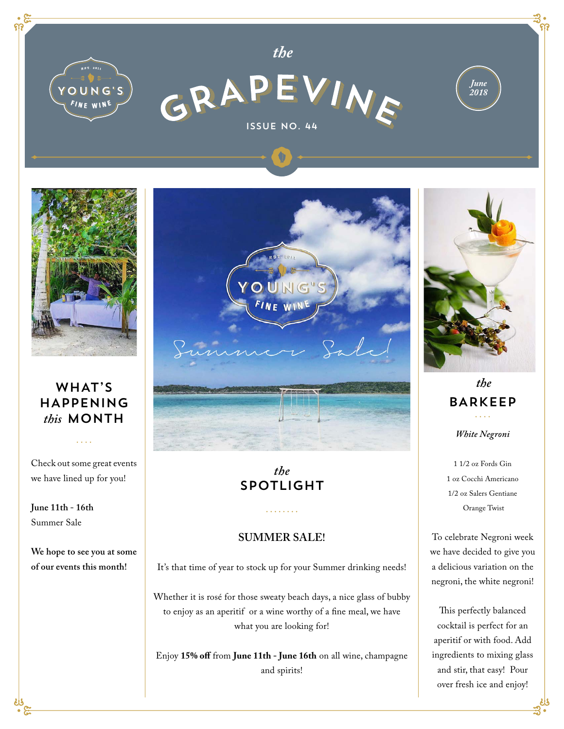# the GRAPEVINE

ISSUE NO. 44

YOUNG'S FINE WINE — EST. 2011

*June 2018*

## WHAT'S HAPPENING *this* MONTH

Check out some great events we have lined up for you!

**June 11th - 16th**
Summer Sale

**We hope to see you at some of our events this month!**

## *the* SPOTLIGHT

### SUMMER SALE!

It's that time of year to stock up for your Summer drinking needs!

Whether it is rosé for those sweaty beach days, a nice glass of bubby to enjoy as an aperitif or a wine worthy of a fine meal, we have what you are looking for!

Enjoy **15% off** from **June 11th - June 16th** on all wine, champagne and spirits!

## *the* BARKEEP

*White Negroni*

1 1/2 oz Fords Gin
1 oz Cocchi Americano
1/2 oz Salers Gentiane
Orange Twist

To celebrate Negroni week we have decided to give you a delicious variation on the negroni, the white negroni!

This perfectly balanced cocktail is perfect for an aperitif or with food. Add ingredients to mixing glass and stir, that easy! Pour over fresh ice and enjoy!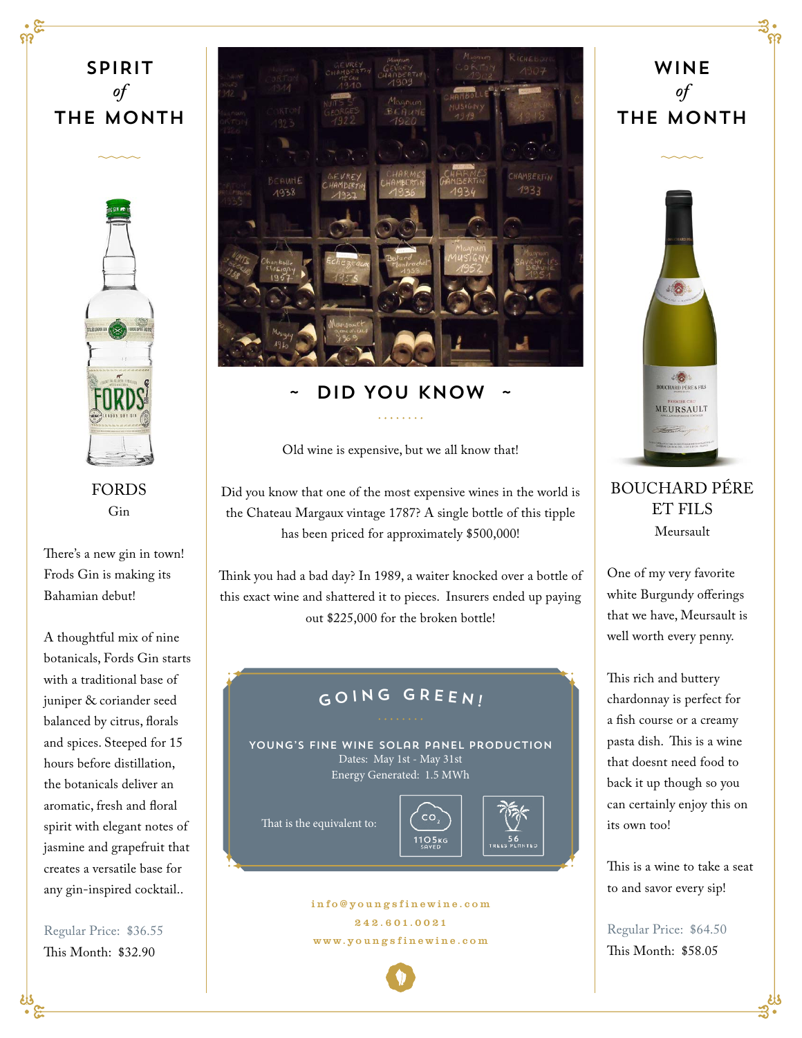## SPIRIT *of* THE MONTH

FORDS

Gin

There's a new gin in town! Frods Gin is making its Bahamian debut!

A thoughtful mix of nine botanicals, Fords Gin starts with a traditional base of juniper & coriander seed balanced by citrus, florals and spices. Steeped for 15 hours before distillation, the botanicals deliver an aromatic, fresh and floral spirit with elegant notes of jasmine and grapefruit that creates a versatile base for any gin-inspired cocktail..

Regular Price: $36.55

This Month: $32.90

## ~ DID YOU KNOW ~

Old wine is expensive, but we all know that!

Did you know that one of the most expensive wines in the world is the Chateau Margaux vintage 1787? A single bottle of this tipple has been priced for approximately $500,000!

Think you had a bad day? In 1989, a waiter knocked over a bottle of this exact wine and shattered it to pieces. Insurers ended up paying out $225,000 for the broken bottle!

## GOING GREEN!

YOUNG'S FINE WINE SOLAR PANEL PRODUCTION

Dates: May 1st - May 31st

Energy Generated: 1.5 MWh

That is the equivalent to:

$CO_2$ 1105KG SAVED

56 TREES PLANTED

info@youngsfinewine.com

242.601.0021

www.youngsfinewine.com

## WINE *of* THE MONTH

BOUCHARD PÉRE ET FILS

Meursault

One of my very favorite white Burgundy offerings that we have, Meursault is well worth every penny.

This rich and buttery chardonnay is perfect for a fish course or a creamy pasta dish. This is a wine that doesnt need food to back it up though so you can certainly enjoy this on its own too!

This is a wine to take a seat to and savor every sip!

Regular Price: $64.50

This Month: $58.05